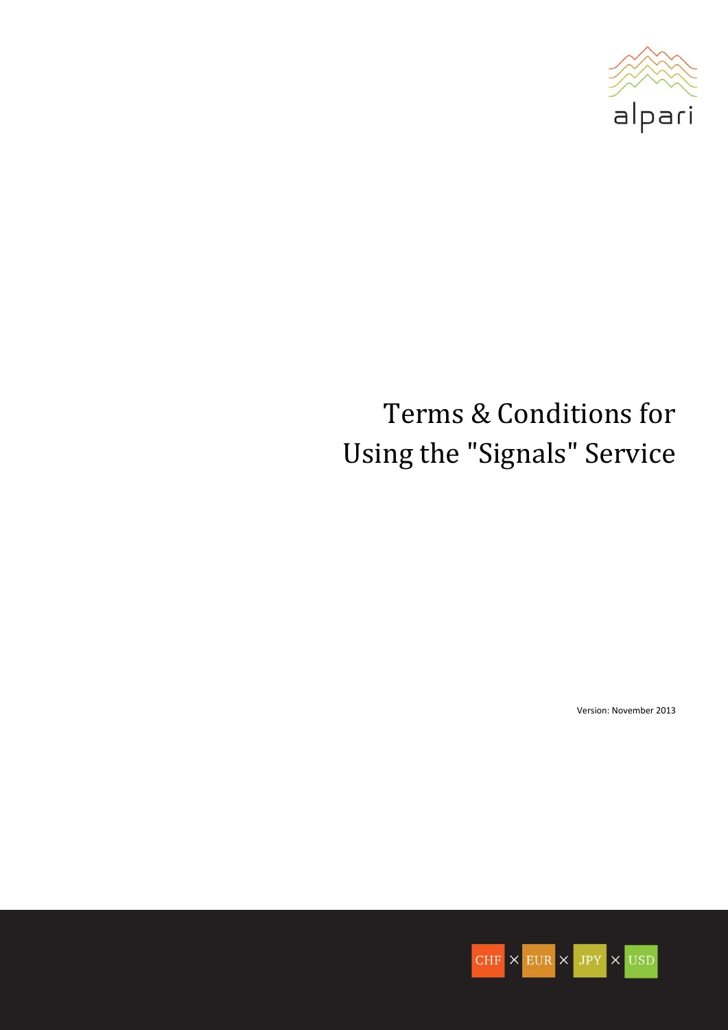alpari

# Terms & Conditions for Using the "Signals" Service

Version: November 2013

CHF × EUR × JPY × USD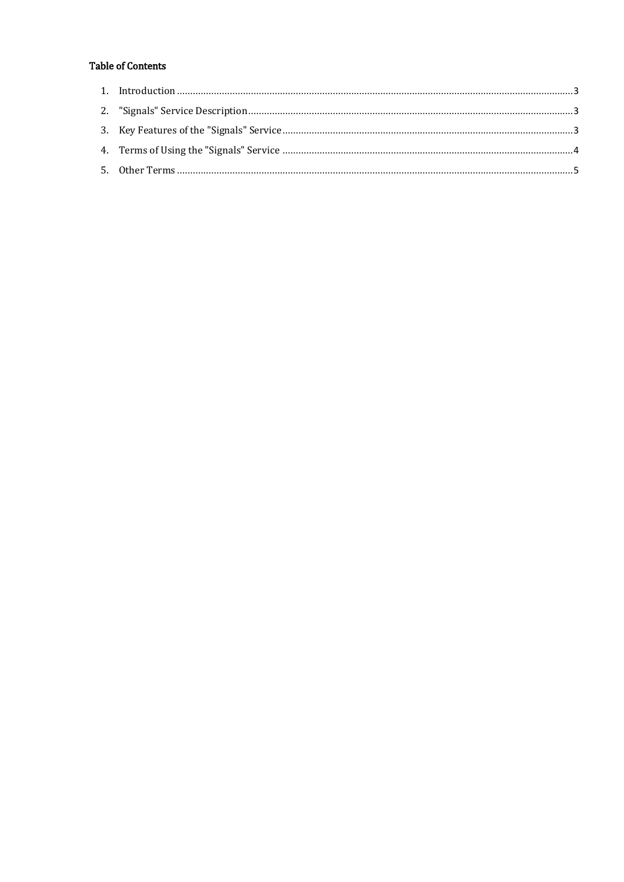## Table of Contents

1. Introduction ..... 3
2. "Signals" Service Description ..... 3
3. Key Features of the "Signals" Service ..... 3
4. Terms of Using the "Signals" Service ..... 4
5. Other Terms ..... 5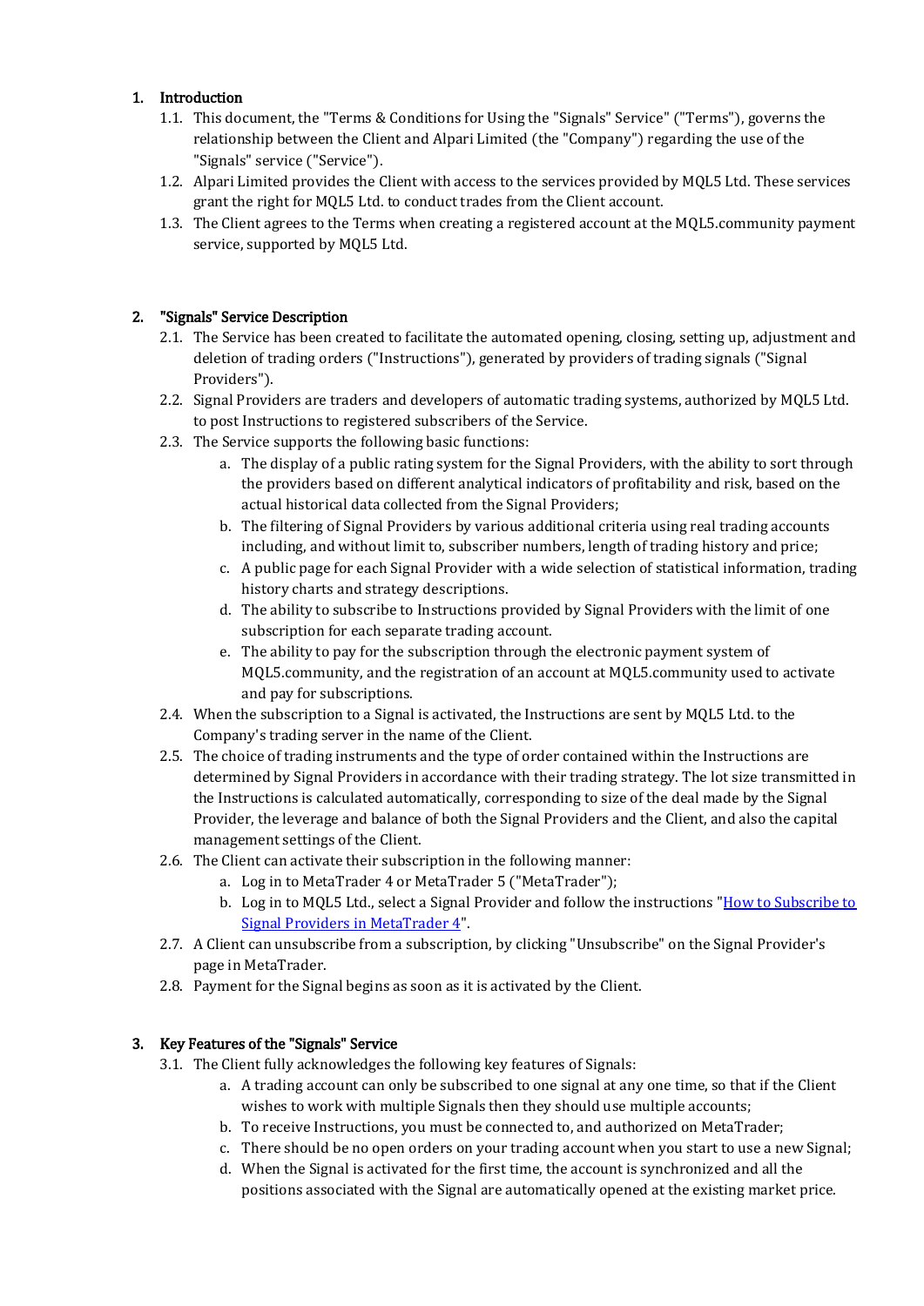1. **Introduction**
   1.1. This document, the "Terms & Conditions for Using the "Signals" Service" ("Terms"), governs the relationship between the Client and Alpari Limited (the "Company") regarding the use of the "Signals" service ("Service").
   1.2. Alpari Limited provides the Client with access to the services provided by MQL5 Ltd. These services grant the right for MQL5 Ltd. to conduct trades from the Client account.
   1.3. The Client agrees to the Terms when creating a registered account at the MQL5.community payment service, supported by MQL5 Ltd.

2. **"Signals" Service Description**
   2.1. The Service has been created to facilitate the automated opening, closing, setting up, adjustment and deletion of trading orders ("Instructions"), generated by providers of trading signals ("Signal Providers").
   2.2. Signal Providers are traders and developers of automatic trading systems, authorized by MQL5 Ltd. to post Instructions to registered subscribers of the Service.
   2.3. The Service supports the following basic functions:
      a. The display of a public rating system for the Signal Providers, with the ability to sort through the providers based on different analytical indicators of profitability and risk, based on the actual historical data collected from the Signal Providers;
      b. The filtering of Signal Providers by various additional criteria using real trading accounts including, and without limit to, subscriber numbers, length of trading history and price;
      c. A public page for each Signal Provider with a wide selection of statistical information, trading history charts and strategy descriptions.
      d. The ability to subscribe to Instructions provided by Signal Providers with the limit of one subscription for each separate trading account.
      e. The ability to pay for the subscription through the electronic payment system of MQL5.community, and the registration of an account at MQL5.community used to activate and pay for subscriptions.
   2.4. When the subscription to a Signal is activated, the Instructions are sent by MQL5 Ltd. to the Company's trading server in the name of the Client.
   2.5. The choice of trading instruments and the type of order contained within the Instructions are determined by Signal Providers in accordance with their trading strategy. The lot size transmitted in the Instructions is calculated automatically, corresponding to size of the deal made by the Signal Provider, the leverage and balance of both the Signal Providers and the Client, and also the capital management settings of the Client.
   2.6. The Client can activate their subscription in the following manner:
      a. Log in to MetaTrader 4 or MetaTrader 5 ("MetaTrader");
      b. Log in to MQL5 Ltd., select a Signal Provider and follow the instructions "How to Subscribe to Signal Providers in MetaTrader 4".
   2.7. A Client can unsubscribe from a subscription, by clicking "Unsubscribe" on the Signal Provider's page in MetaTrader.
   2.8. Payment for the Signal begins as soon as it is activated by the Client.

3. **Key Features of the "Signals" Service**
   3.1. The Client fully acknowledges the following key features of Signals:
      a. A trading account can only be subscribed to one signal at any one time, so that if the Client wishes to work with multiple Signals then they should use multiple accounts;
      b. To receive Instructions, you must be connected to, and authorized on MetaTrader;
      c. There should be no open orders on your trading account when you start to use a new Signal;
      d. When the Signal is activated for the first time, the account is synchronized and all the positions associated with the Signal are automatically opened at the existing market price.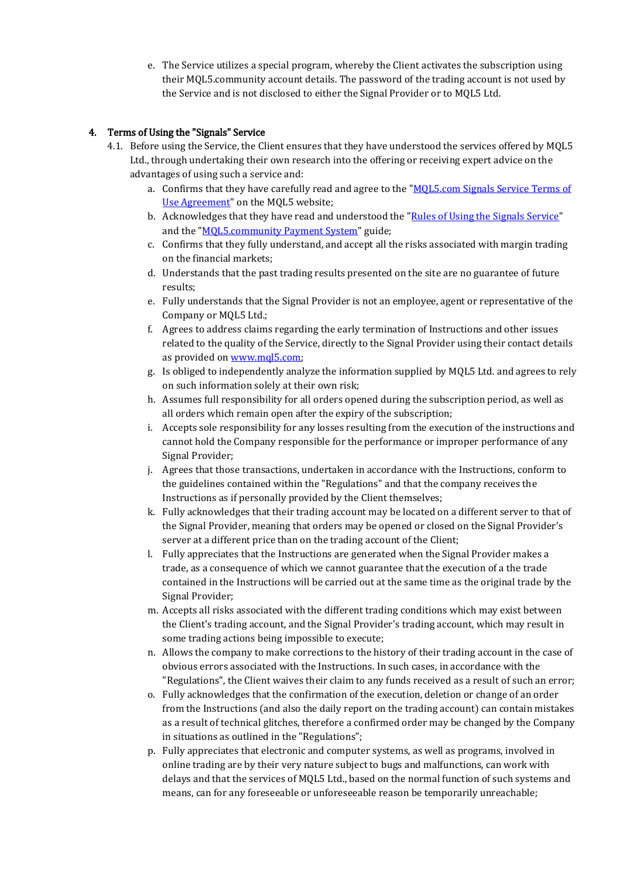e. The Service utilizes a special program, whereby the Client activates the subscription using their MQL5.community account details. The password of the trading account is not used by the Service and is not disclosed to either the Signal Provider or to MQL5 Ltd.

## 4. Terms of Using the "Signals" Service

4.1. Before using the Service, the Client ensures that they have understood the services offered by MQL5 Ltd., through undertaking their own research into the offering or receiving expert advice on the advantages of using such a service and:

a. Confirms that they have carefully read and agree to the "[MQL5.com Signals Service Terms of Use Agreement]()" on the MQL5 website;

b. Acknowledges that they have read and understood the "[Rules of Using the Signals Service]()" and the "[MQL5.community Payment System]()" guide;

c. Confirms that they fully understand, and accept all the risks associated with margin trading on the financial markets;

d. Understands that the past trading results presented on the site are no guarantee of future results;

e. Fully understands that the Signal Provider is not an employee, agent or representative of the Company or MQL5 Ltd.;

f. Agrees to address claims regarding the early termination of Instructions and other issues related to the quality of the Service, directly to the Signal Provider using their contact details as provided on [www.mql5.com]();

g. Is obliged to independently analyze the information supplied by MQL5 Ltd. and agrees to rely on such information solely at their own risk;

h. Assumes full responsibility for all orders opened during the subscription period, as well as all orders which remain open after the expiry of the subscription;

i. Accepts sole responsibility for any losses resulting from the execution of the instructions and cannot hold the Company responsible for the performance or improper performance of any Signal Provider;

j. Agrees that those transactions, undertaken in accordance with the Instructions, conform to the guidelines contained within the "Regulations" and that the company receives the Instructions as if personally provided by the Client themselves;

k. Fully acknowledges that their trading account may be located on a different server to that of the Signal Provider, meaning that orders may be opened or closed on the Signal Provider's server at a different price than on the trading account of the Client;

l. Fully appreciates that the Instructions are generated when the Signal Provider makes a trade, as a consequence of which we cannot guarantee that the execution of a the trade contained in the Instructions will be carried out at the same time as the original trade by the Signal Provider;

m. Accepts all risks associated with the different trading conditions which may exist between the Client's trading account, and the Signal Provider's trading account, which may result in some trading actions being impossible to execute;

n. Allows the company to make corrections to the history of their trading account in the case of obvious errors associated with the Instructions. In such cases, in accordance with the "Regulations", the Client waives their claim to any funds received as a result of such an error;

o. Fully acknowledges that the confirmation of the execution, deletion or change of an order from the Instructions (and also the daily report on the trading account) can contain mistakes as a result of technical glitches, therefore a confirmed order may be changed by the Company in situations as outlined in the "Regulations";

p. Fully appreciates that electronic and computer systems, as well as programs, involved in online trading are by their very nature subject to bugs and malfunctions, can work with delays and that the services of MQL5 Ltd., based on the normal function of such systems and means, can for any foreseeable or unforeseeable reason be temporarily unreachable;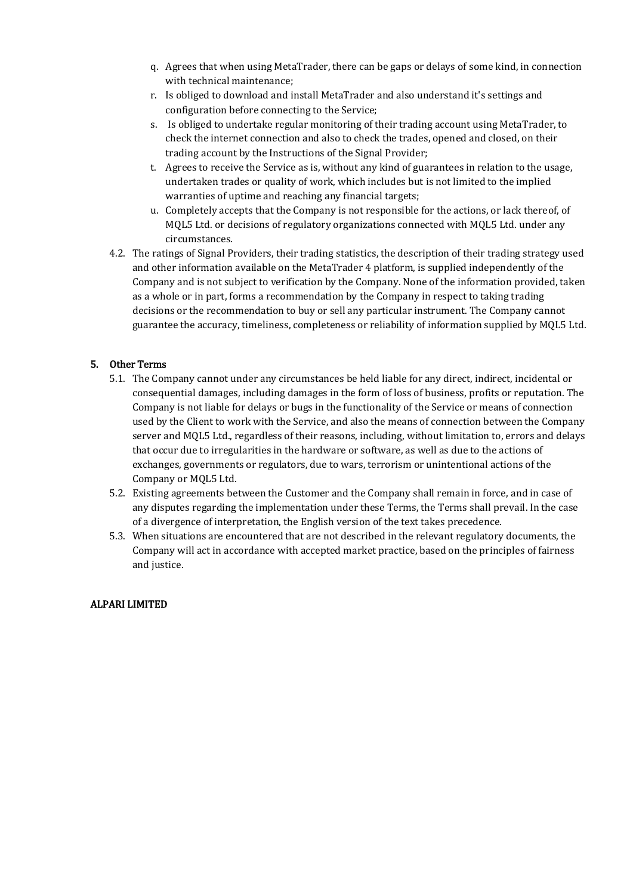q. Agrees that when using MetaTrader, there can be gaps or delays of some kind, in connection with technical maintenance;

r. Is obliged to download and install MetaTrader and also understand it's settings and configuration before connecting to the Service;

s. Is obliged to undertake regular monitoring of their trading account using MetaTrader, to check the internet connection and also to check the trades, opened and closed, on their trading account by the Instructions of the Signal Provider;

t. Agrees to receive the Service as is, without any kind of guarantees in relation to the usage, undertaken trades or quality of work, which includes but is not limited to the implied warranties of uptime and reaching any financial targets;

u. Completely accepts that the Company is not responsible for the actions, or lack thereof, of MQL5 Ltd. or decisions of regulatory organizations connected with MQL5 Ltd. under any circumstances.

4.2. The ratings of Signal Providers, their trading statistics, the description of their trading strategy used and other information available on the MetaTrader 4 platform, is supplied independently of the Company and is not subject to verification by the Company. None of the information provided, taken as a whole or in part, forms a recommendation by the Company in respect to taking trading decisions or the recommendation to buy or sell any particular instrument. The Company cannot guarantee the accuracy, timeliness, completeness or reliability of information supplied by MQL5 Ltd.

## 5. Other Terms

5.1. The Company cannot under any circumstances be held liable for any direct, indirect, incidental or consequential damages, including damages in the form of loss of business, profits or reputation. The Company is not liable for delays or bugs in the functionality of the Service or means of connection used by the Client to work with the Service, and also the means of connection between the Company server and MQL5 Ltd., regardless of their reasons, including, without limitation to, errors and delays that occur due to irregularities in the hardware or software, as well as due to the actions of exchanges, governments or regulators, due to wars, terrorism or unintentional actions of the Company or MQL5 Ltd.

5.2. Existing agreements between the Customer and the Company shall remain in force, and in case of any disputes regarding the implementation under these Terms, the Terms shall prevail. In the case of a divergence of interpretation, the English version of the text takes precedence.

5.3. When situations are encountered that are not described in the relevant regulatory documents, the Company will act in accordance with accepted market practice, based on the principles of fairness and justice.

**ALPARI LIMITED**